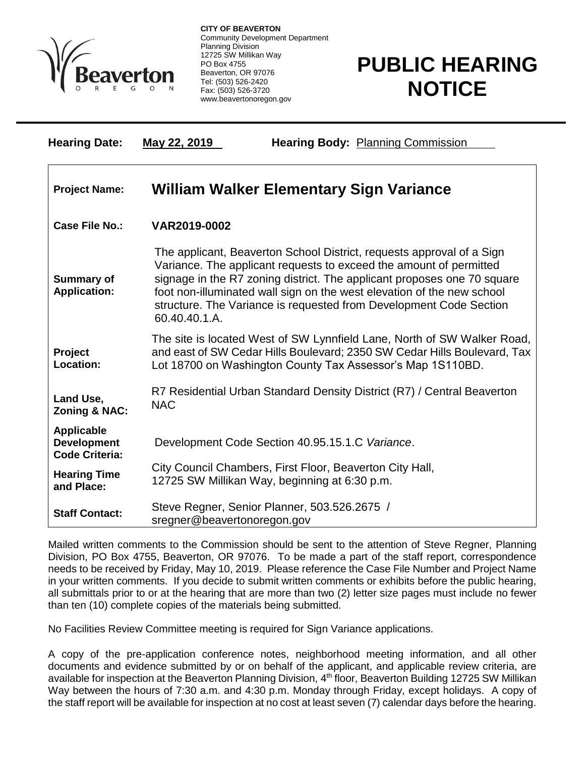**CITY OF BEAVERTON**
Community Development Department
Planning Division
12725 SW Millikan Way
PO Box 4755
Beaverton, OR 97076
Tel: (503) 526-2420
Fax: (503) 526-3720
www.beavertonoregon.gov

# PUBLIC HEARING NOTICE

**Hearing Date:** May 22, 2019 **Hearing Body:** Planning Commission

| | |
|---|---|
| **Project Name:** | **William Walker Elementary Sign Variance** |
| **Case File No.:** | **VAR2019-0002** |
| **Summary of Application:** | The applicant, Beaverton School District, requests approval of a Sign Variance. The applicant requests to exceed the amount of permitted signage in the R7 zoning district. The applicant proposes one 70 square foot non-illuminated wall sign on the west elevation of the new school structure. The Variance is requested from Development Code Section 60.40.40.1.A. |
| **Project Location:** | The site is located West of SW Lynnfield Lane, North of SW Walker Road, and east of SW Cedar Hills Boulevard; 2350 SW Cedar Hills Boulevard, Tax Lot 18700 on Washington County Tax Assessor's Map 1S110BD. |
| **Land Use, Zoning & NAC:** | R7 Residential Urban Standard Density District (R7) / Central Beaverton NAC |
| **Applicable Development Code Criteria:** | Development Code Section 40.95.15.1.C *Variance*. |
| **Hearing Time and Place:** | City Council Chambers, First Floor, Beaverton City Hall, 12725 SW Millikan Way, beginning at 6:30 p.m. |
| **Staff Contact:** | Steve Regner, Senior Planner, 503.526.2675 / sregner@beavertonoregon.gov |

Mailed written comments to the Commission should be sent to the attention of Steve Regner, Planning Division, PO Box 4755, Beaverton, OR 97076. To be made a part of the staff report, correspondence needs to be received by Friday, May 10, 2019. Please reference the Case File Number and Project Name in your written comments. If you decide to submit written comments or exhibits before the public hearing, all submittals prior to or at the hearing that are more than two (2) letter size pages must include no fewer than ten (10) complete copies of the materials being submitted.

No Facilities Review Committee meeting is required for Sign Variance applications.

A copy of the pre-application conference notes, neighborhood meeting information, and all other documents and evidence submitted by or on behalf of the applicant, and applicable review criteria, are available for inspection at the Beaverton Planning Division, 4th floor, Beaverton Building 12725 SW Millikan Way between the hours of 7:30 a.m. and 4:30 p.m. Monday through Friday, except holidays. A copy of the staff report will be available for inspection at no cost at least seven (7) calendar days before the hearing.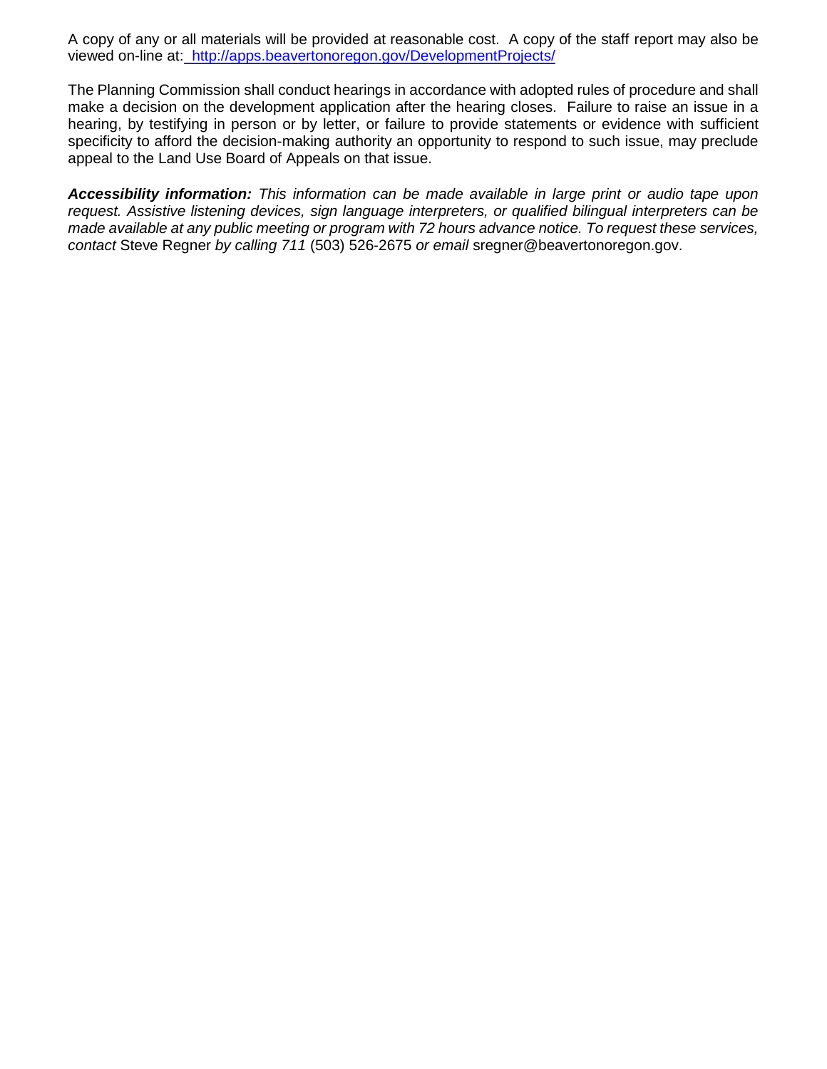A copy of any or all materials will be provided at reasonable cost. A copy of the staff report may also be viewed on-line at: [http://apps.beavertonoregon.gov/DevelopmentProjects/](http://apps.beavertonoregon.gov/DevelopmentProjects/)

The Planning Commission shall conduct hearings in accordance with adopted rules of procedure and shall make a decision on the development application after the hearing closes. Failure to raise an issue in a hearing, by testifying in person or by letter, or failure to provide statements or evidence with sufficient specificity to afford the decision-making authority an opportunity to respond to such issue, may preclude appeal to the Land Use Board of Appeals on that issue.

***Accessibility information:*** *This information can be made available in large print or audio tape upon request. Assistive listening devices, sign language interpreters, or qualified bilingual interpreters can be made available at any public meeting or program with 72 hours advance notice. To request these services, contact* Steve Regner *by calling 711* (503) 526-2675 *or email* sregner@beavertonoregon.gov.